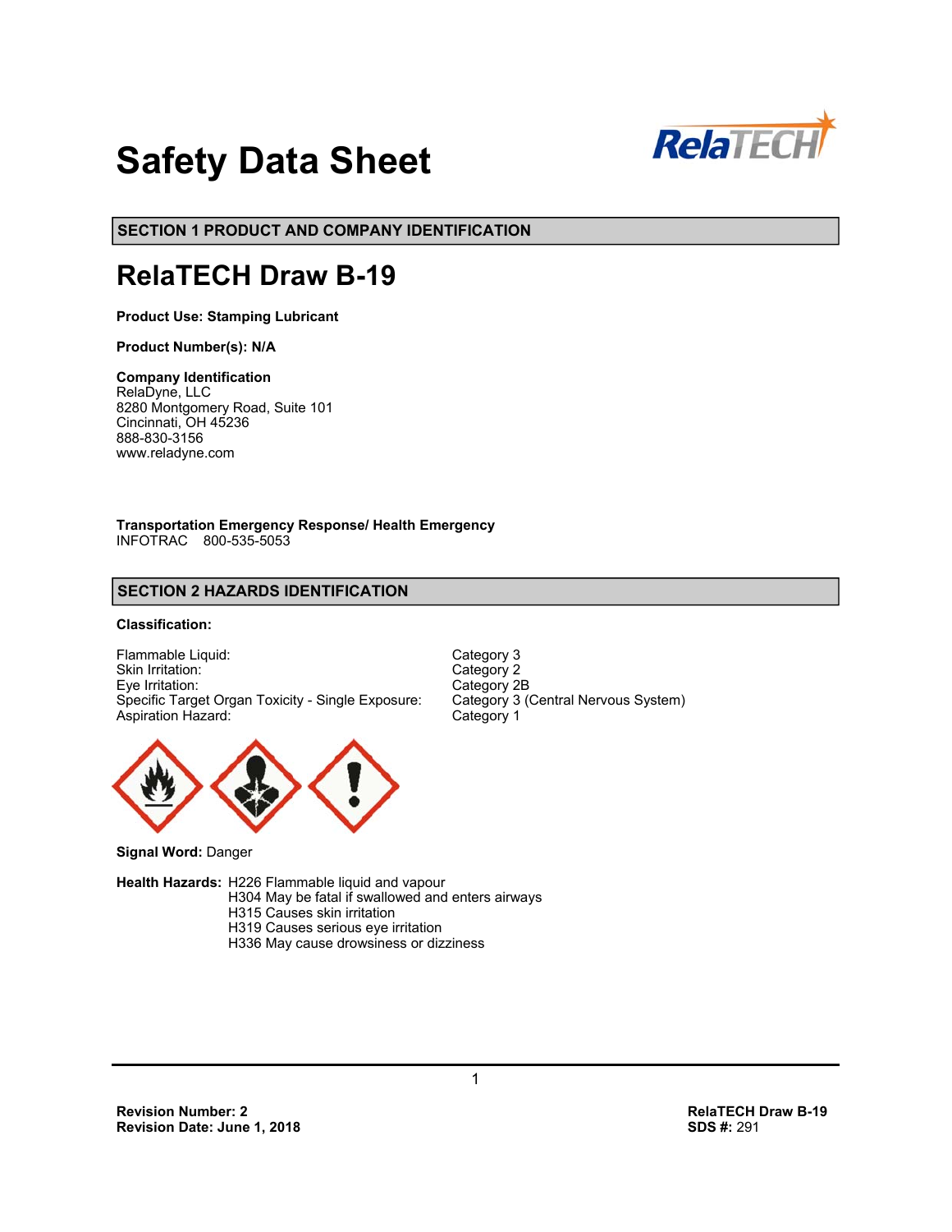# Safety Data Sheet

## SECTION 1 PRODUCT AND COMPANY IDENTIFICATION

# RelaTECH Draw B-19

**Product Use: Stamping Lubricant**

**Product Number(s): N/A**

**Company Identification**
RelaDyne, LLC
8280 Montgomery Road, Suite 101
Cincinnati, OH 45236
888-830-3156
www.reladyne.com

**Transportation Emergency Response/ Health Emergency**
INFOTRAC 800-535-5053

## SECTION 2 HAZARDS IDENTIFICATION

**Classification:**

| | |
|---|---|
| Flammable Liquid: | Category 3 |
| Skin Irritation: | Category 2 |
| Eye Irritation: | Category 2B |
| Specific Target Organ Toxicity - Single Exposure: | Category 3 (Central Nervous System) |
| Aspiration Hazard: | Category 1 |

**Signal Word:** Danger

**Health Hazards:**
H226 Flammable liquid and vapour
H304 May be fatal if swallowed and enters airways
H315 Causes skin irritation
H319 Causes serious eye irritation
H336 May cause drowsiness or dizziness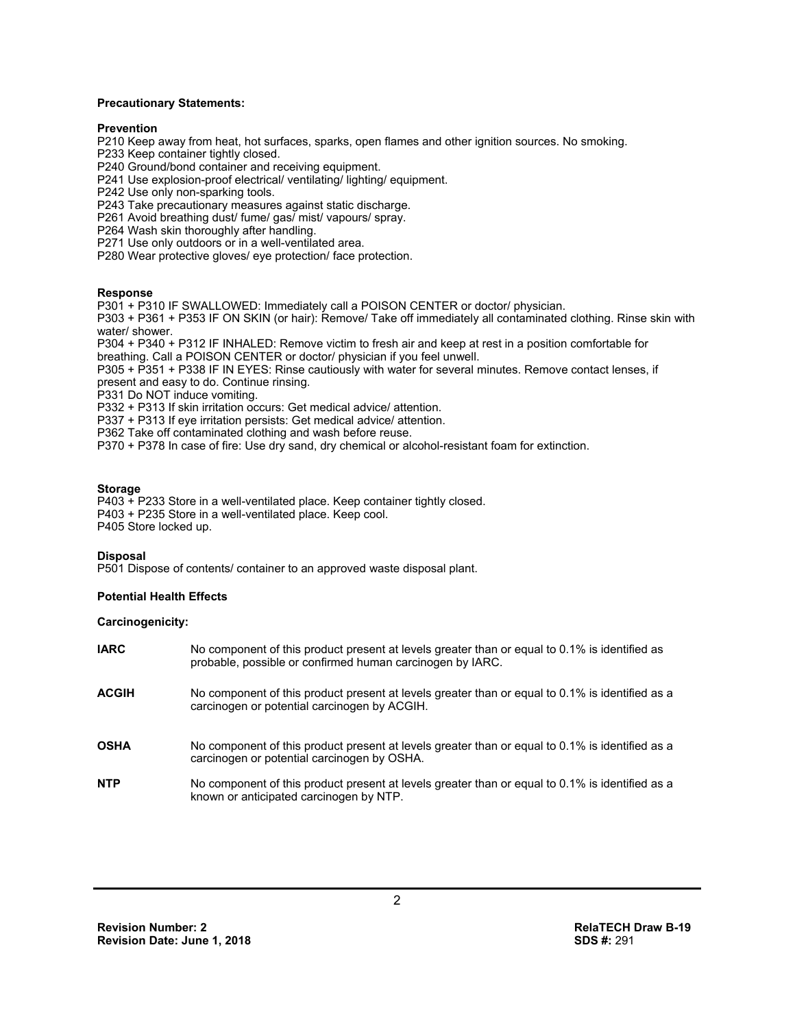**Precautionary Statements:**

**Prevention**

P210 Keep away from heat, hot surfaces, sparks, open flames and other ignition sources. No smoking.
P233 Keep container tightly closed.
P240 Ground/bond container and receiving equipment.
P241 Use explosion-proof electrical/ ventilating/ lighting/ equipment.
P242 Use only non-sparking tools.
P243 Take precautionary measures against static discharge.
P261 Avoid breathing dust/ fume/ gas/ mist/ vapours/ spray.
P264 Wash skin thoroughly after handling.
P271 Use only outdoors or in a well-ventilated area.
P280 Wear protective gloves/ eye protection/ face protection.

**Response**

P301 + P310 IF SWALLOWED: Immediately call a POISON CENTER or doctor/ physician.
P303 + P361 + P353 IF ON SKIN (or hair): Remove/ Take off immediately all contaminated clothing. Rinse skin with water/ shower.
P304 + P340 + P312 IF INHALED: Remove victim to fresh air and keep at rest in a position comfortable for breathing. Call a POISON CENTER or doctor/ physician if you feel unwell.
P305 + P351 + P338 IF IN EYES: Rinse cautiously with water for several minutes. Remove contact lenses, if present and easy to do. Continue rinsing.
P331 Do NOT induce vomiting.
P332 + P313 If skin irritation occurs: Get medical advice/ attention.
P337 + P313 If eye irritation persists: Get medical advice/ attention.
P362 Take off contaminated clothing and wash before reuse.
P370 + P378 In case of fire: Use dry sand, dry chemical or alcohol-resistant foam for extinction.

**Storage**

P403 + P233 Store in a well-ventilated place. Keep container tightly closed.
P403 + P235 Store in a well-ventilated place. Keep cool.
P405 Store locked up.

**Disposal**

P501 Dispose of contents/ container to an approved waste disposal plant.

**Potential Health Effects**

**Carcinogenicity:**

| | |
|---|---|
| **IARC** | No component of this product present at levels greater than or equal to 0.1% is identified as probable, possible or confirmed human carcinogen by IARC. |
| **ACGIH** | No component of this product present at levels greater than or equal to 0.1% is identified as a carcinogen or potential carcinogen by ACGIH. |
| **OSHA** | No component of this product present at levels greater than or equal to 0.1% is identified as a carcinogen or potential carcinogen by OSHA. |
| **NTP** | No component of this product present at levels greater than or equal to 0.1% is identified as a known or anticipated carcinogen by NTP. |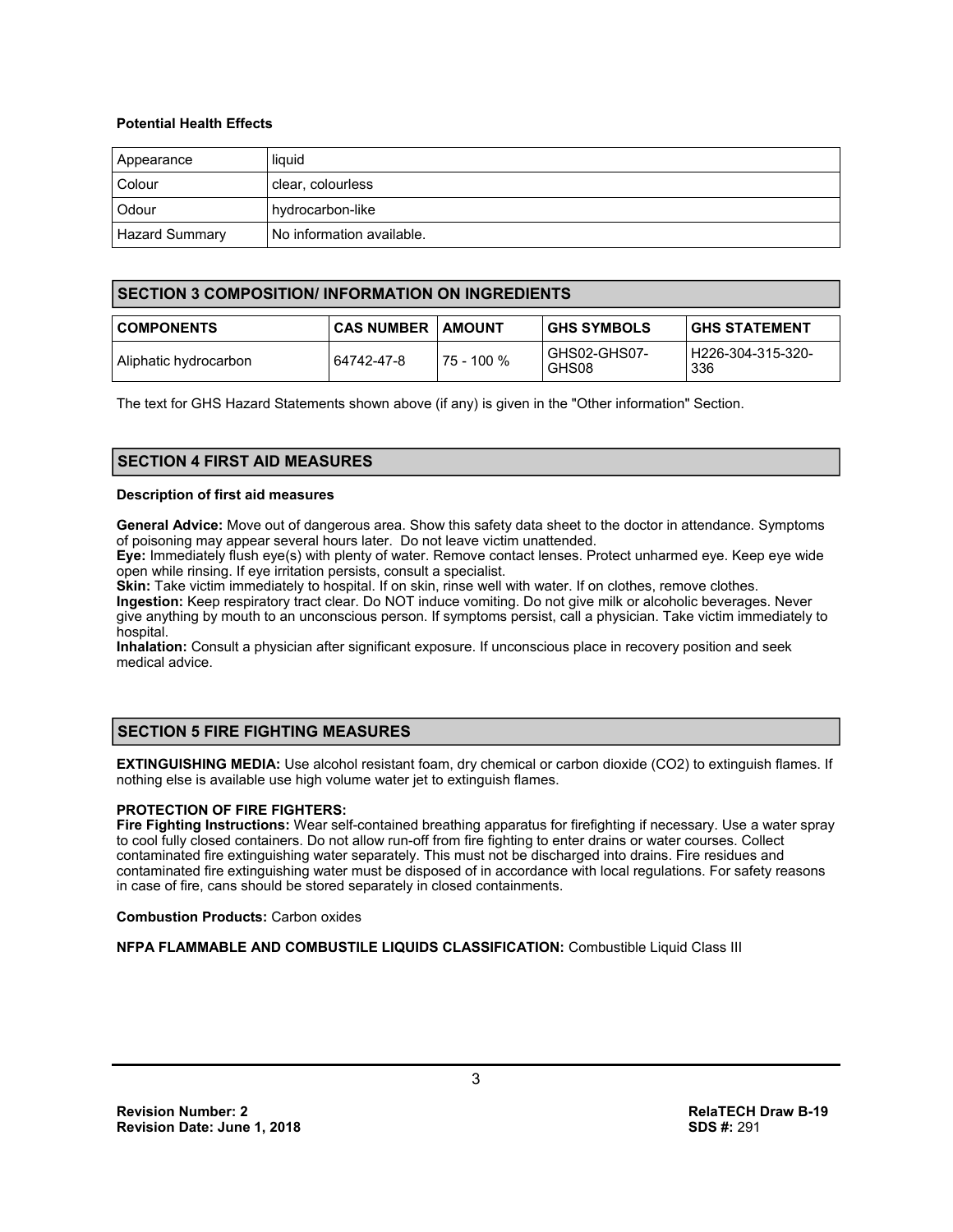**Potential Health Effects**

| Appearance | liquid |
| --- | --- |
| Colour | clear, colourless |
| Odour | hydrocarbon-like |
| Hazard Summary | No information available. |

## SECTION 3 COMPOSITION/ INFORMATION ON INGREDIENTS

| COMPONENTS | CAS NUMBER | AMOUNT | GHS SYMBOLS | GHS STATEMENT |
| --- | --- | --- | --- | --- |
| Aliphatic hydrocarbon | 64742-47-8 | 75 - 100 % | GHS02-GHS07-GHS08 | H226-304-315-320-336 |

The text for GHS Hazard Statements shown above (if any) is given in the "Other information" Section.

## SECTION 4 FIRST AID MEASURES

**Description of first aid measures**

**General Advice:** Move out of dangerous area. Show this safety data sheet to the doctor in attendance. Symptoms of poisoning may appear several hours later. Do not leave victim unattended.
**Eye:** Immediately flush eye(s) with plenty of water. Remove contact lenses. Protect unharmed eye. Keep eye wide open while rinsing. If eye irritation persists, consult a specialist.
**Skin:** Take victim immediately to hospital. If on skin, rinse well with water. If on clothes, remove clothes.
**Ingestion:** Keep respiratory tract clear. Do NOT induce vomiting. Do not give milk or alcoholic beverages. Never give anything by mouth to an unconscious person. If symptoms persist, call a physician. Take victim immediately to hospital.
**Inhalation:** Consult a physician after significant exposure. If unconscious place in recovery position and seek medical advice.

## SECTION 5 FIRE FIGHTING MEASURES

**EXTINGUISHING MEDIA:** Use alcohol resistant foam, dry chemical or carbon dioxide ($CO_2$) to extinguish flames. If nothing else is available use high volume water jet to extinguish flames.

**PROTECTION OF FIRE FIGHTERS:**
**Fire Fighting Instructions:** Wear self-contained breathing apparatus for firefighting if necessary. Use a water spray to cool fully closed containers. Do not allow run-off from fire fighting to enter drains or water courses. Collect contaminated fire extinguishing water separately. This must not be discharged into drains. Fire residues and contaminated fire extinguishing water must be disposed of in accordance with local regulations. For safety reasons in case of fire, cans should be stored separately in closed containments.

**Combustion Products:** Carbon oxides

**NFPA FLAMMABLE AND COMBUSTILE LIQUIDS CLASSIFICATION:** Combustible Liquid Class III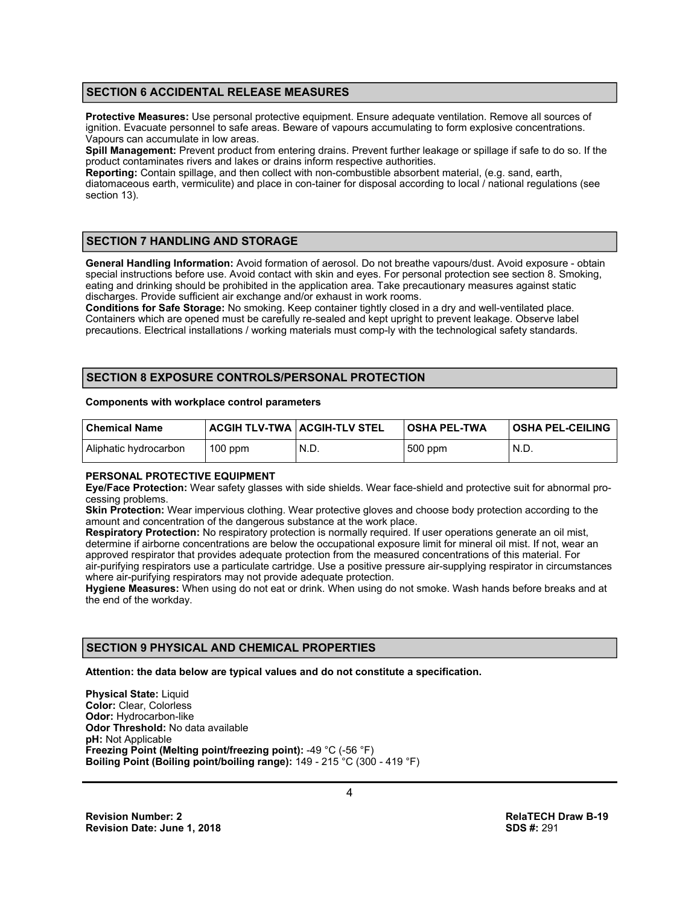## SECTION 6 ACCIDENTAL RELEASE MEASURES

**Protective Measures:** Use personal protective equipment. Ensure adequate ventilation. Remove all sources of ignition. Evacuate personnel to safe areas. Beware of vapours accumulating to form explosive concentrations. Vapours can accumulate in low areas.
**Spill Management:** Prevent product from entering drains. Prevent further leakage or spillage if safe to do so. If the product contaminates rivers and lakes or drains inform respective authorities.
**Reporting:** Contain spillage, and then collect with non-combustible absorbent material, (e.g. sand, earth, diatomaceous earth, vermiculite) and place in con-tainer for disposal according to local / national regulations (see section 13).

## SECTION 7 HANDLING AND STORAGE

**General Handling Information:** Avoid formation of aerosol. Do not breathe vapours/dust. Avoid exposure - obtain special instructions before use. Avoid contact with skin and eyes. For personal protection see section 8. Smoking, eating and drinking should be prohibited in the application area. Take precautionary measures against static discharges. Provide sufficient air exchange and/or exhaust in work rooms.
**Conditions for Safe Storage:** No smoking. Keep container tightly closed in a dry and well-ventilated place. Containers which are opened must be carefully re-sealed and kept upright to prevent leakage. Observe label precautions. Electrical installations / working materials must comp-ly with the technological safety standards.

## SECTION 8 EXPOSURE CONTROLS/PERSONAL PROTECTION

**Components with workplace control parameters**

| Chemical Name | ACGIH TLV-TWA | ACGIH-TLV STEL | OSHA PEL-TWA | OSHA PEL-CEILING |
|---|---|---|---|---|
| Aliphatic hydrocarbon | 100 ppm | N.D. | 500 ppm | N.D. |

**PERSONAL PROTECTIVE EQUIPMENT**
**Eye/Face Protection:** Wear safety glasses with side shields. Wear face-shield and protective suit for abnormal pro-cessing problems.
**Skin Protection:** Wear impervious clothing. Wear protective gloves and choose body protection according to the amount and concentration of the dangerous substance at the work place.
**Respiratory Protection:** No respiratory protection is normally required. If user operations generate an oil mist, determine if airborne concentrations are below the occupational exposure limit for mineral oil mist. If not, wear an approved respirator that provides adequate protection from the measured concentrations of this material. For air-purifying respirators use a particulate cartridge. Use a positive pressure air-supplying respirator in circumstances where air-purifying respirators may not provide adequate protection.
**Hygiene Measures:** When using do not eat or drink. When using do not smoke. Wash hands before breaks and at the end of the workday.

## SECTION 9 PHYSICAL AND CHEMICAL PROPERTIES

**Attention: the data below are typical values and do not constitute a specification.**

**Physical State:** Liquid
**Color:** Clear, Colorless
**Odor:** Hydrocarbon-like
**Odor Threshold:** No data available
**pH:** Not Applicable
**Freezing Point (Melting point/freezing point):** -49 °C (-56 °F)
**Boiling Point (Boiling point/boiling range):** 149 - 215 °C (300 - 419 °F)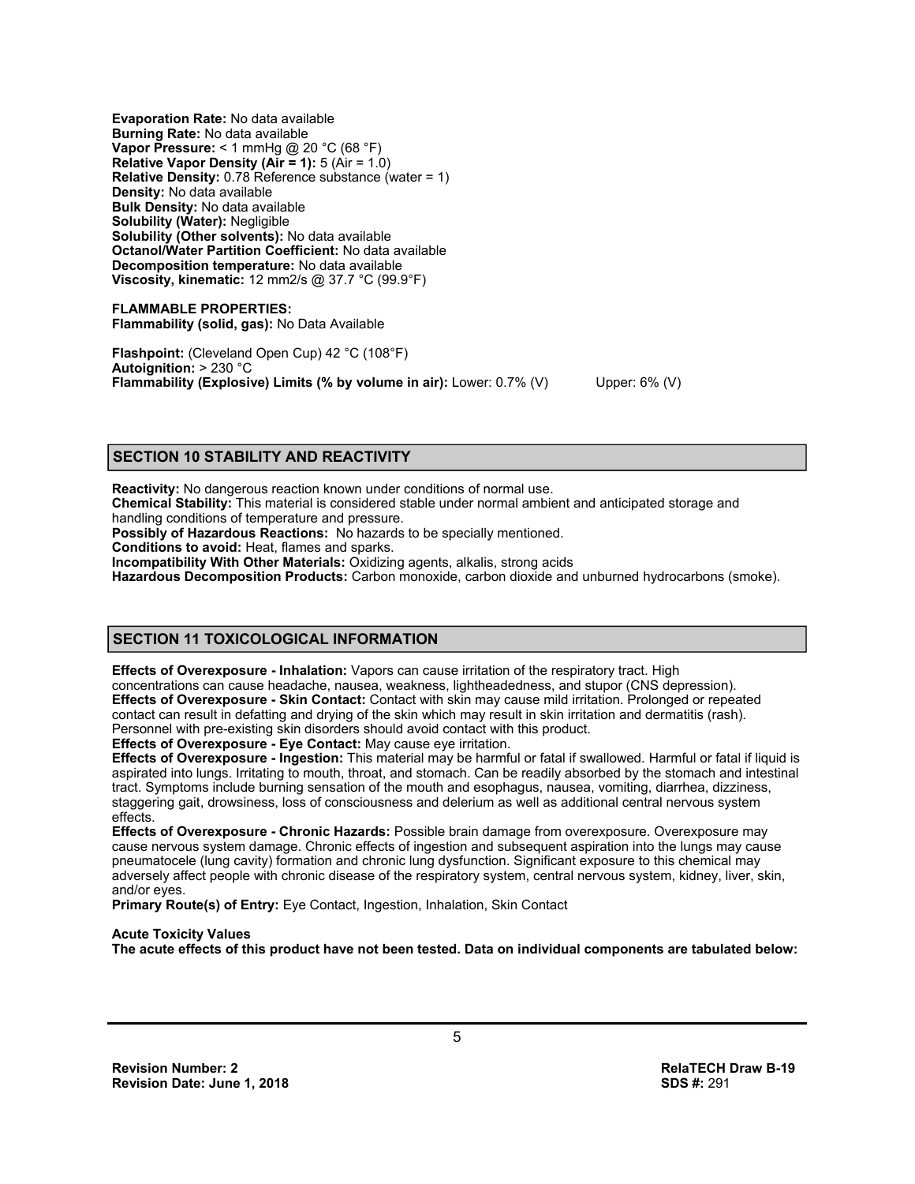**Evaporation Rate:** No data available
**Burning Rate:** No data available
**Vapor Pressure:** < 1 mmHg @ 20 °C (68 °F)
**Relative Vapor Density (Air = 1):** 5 (Air = 1.0)
**Relative Density:** 0.78 Reference substance (water = 1)
**Density:** No data available
**Bulk Density:** No data available
**Solubility (Water):** Negligible
**Solubility (Other solvents):** No data available
**Octanol/Water Partition Coefficient:** No data available
**Decomposition temperature:** No data available
**Viscosity, kinematic:** 12 mm2/s @ 37.7 °C (99.9°F)

**FLAMMABLE PROPERTIES:**
**Flammability (solid, gas):** No Data Available

**Flashpoint:** (Cleveland Open Cup) 42 °C (108°F)
**Autoignition:** > 230 °C
**Flammability (Explosive) Limits (% by volume in air):** Lower: 0.7% (V) Upper: 6% (V)

## SECTION 10 STABILITY AND REACTIVITY

**Reactivity:** No dangerous reaction known under conditions of normal use.
**Chemical Stability:** This material is considered stable under normal ambient and anticipated storage and handling conditions of temperature and pressure.
**Possibly of Hazardous Reactions:** No hazards to be specially mentioned.
**Conditions to avoid:** Heat, flames and sparks.
**Incompatibility With Other Materials:** Oxidizing agents, alkalis, strong acids
**Hazardous Decomposition Products:** Carbon monoxide, carbon dioxide and unburned hydrocarbons (smoke).

## SECTION 11 TOXICOLOGICAL INFORMATION

**Effects of Overexposure - Inhalation:** Vapors can cause irritation of the respiratory tract. High concentrations can cause headache, nausea, weakness, lightheadedness, and stupor (CNS depression).
**Effects of Overexposure - Skin Contact:** Contact with skin may cause mild irritation. Prolonged or repeated contact can result in defatting and drying of the skin which may result in skin irritation and dermatitis (rash). Personnel with pre-existing skin disorders should avoid contact with this product.
**Effects of Overexposure - Eye Contact:** May cause eye irritation.
**Effects of Overexposure - Ingestion:** This material may be harmful or fatal if swallowed. Harmful or fatal if liquid is aspirated into lungs. Irritating to mouth, throat, and stomach. Can be readily absorbed by the stomach and intestinal tract. Symptoms include burning sensation of the mouth and esophagus, nausea, vomiting, diarrhea, dizziness, staggering gait, drowsiness, loss of consciousness and delerium as well as additional central nervous system effects.
**Effects of Overexposure - Chronic Hazards:** Possible brain damage from overexposure. Overexposure may cause nervous system damage. Chronic effects of ingestion and subsequent aspiration into the lungs may cause pneumatocele (lung cavity) formation and chronic lung dysfunction. Significant exposure to this chemical may adversely affect people with chronic disease of the respiratory system, central nervous system, kidney, liver, skin, and/or eyes.
**Primary Route(s) of Entry:** Eye Contact, Ingestion, Inhalation, Skin Contact

**Acute Toxicity Values**
**The acute effects of this product have not been tested. Data on individual components are tabulated below:**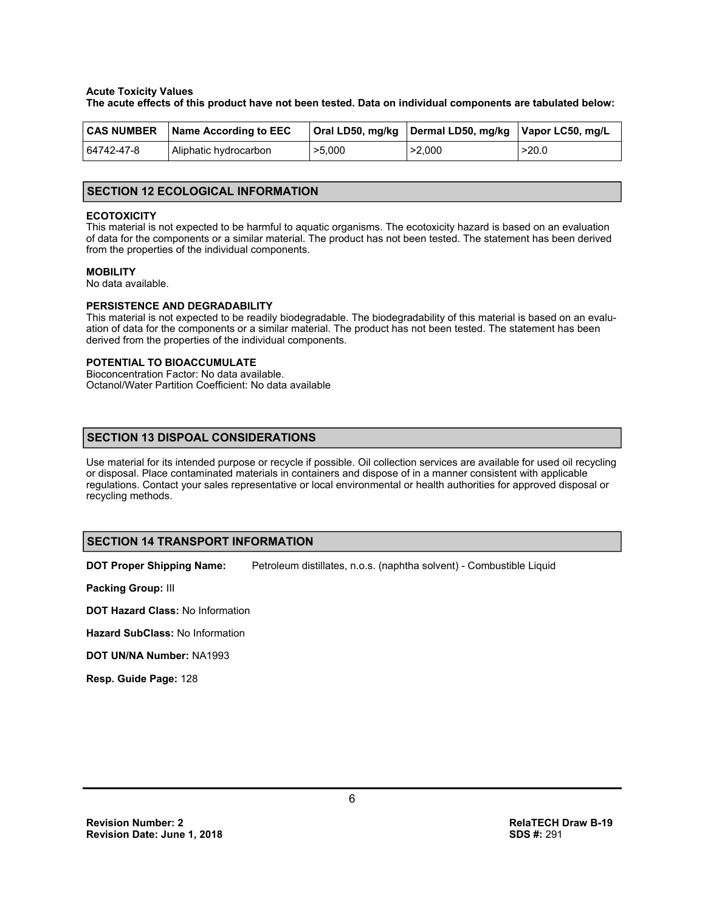**Acute Toxicity Values**
**The acute effects of this product have not been tested. Data on individual components are tabulated below:**

| CAS NUMBER | Name According to EEC | Oral LD50, mg/kg | Dermal LD50, mg/kg | Vapor LC50, mg/L |
|---|---|---|---|---|
| 64742-47-8 | Aliphatic hydrocarbon | >5,000 | >2,000 | >20.0 |

## SECTION 12 ECOLOGICAL INFORMATION

**ECOTOXICITY**
This material is not expected to be harmful to aquatic organisms. The ecotoxicity hazard is based on an evaluation of data for the components or a similar material. The product has not been tested. The statement has been derived from the properties of the individual components.

**MOBILITY**
No data available.

**PERSISTENCE AND DEGRADABILITY**
This material is not expected to be readily biodegradable. The biodegradability of this material is based on an evaluation of data for the components or a similar material. The product has not been tested. The statement has been derived from the properties of the individual components.

**POTENTIAL TO BIOACCUMULATE**
Bioconcentration Factor: No data available.
Octanol/Water Partition Coefficient: No data available

## SECTION 13 DISPOAL CONSIDERATIONS

Use material for its intended purpose or recycle if possible. Oil collection services are available for used oil recycling or disposal. Place contaminated materials in containers and dispose of in a manner consistent with applicable regulations. Contact your sales representative or local environmental or health authorities for approved disposal or recycling methods.

## SECTION 14 TRANSPORT INFORMATION

**DOT Proper Shipping Name:** Petroleum distillates, n.o.s. (naphtha solvent) - Combustible Liquid

**Packing Group:** III

**DOT Hazard Class:** No Information

**Hazard SubClass:** No Information

**DOT UN/NA Number:** NA1993

**Resp. Guide Page:** 128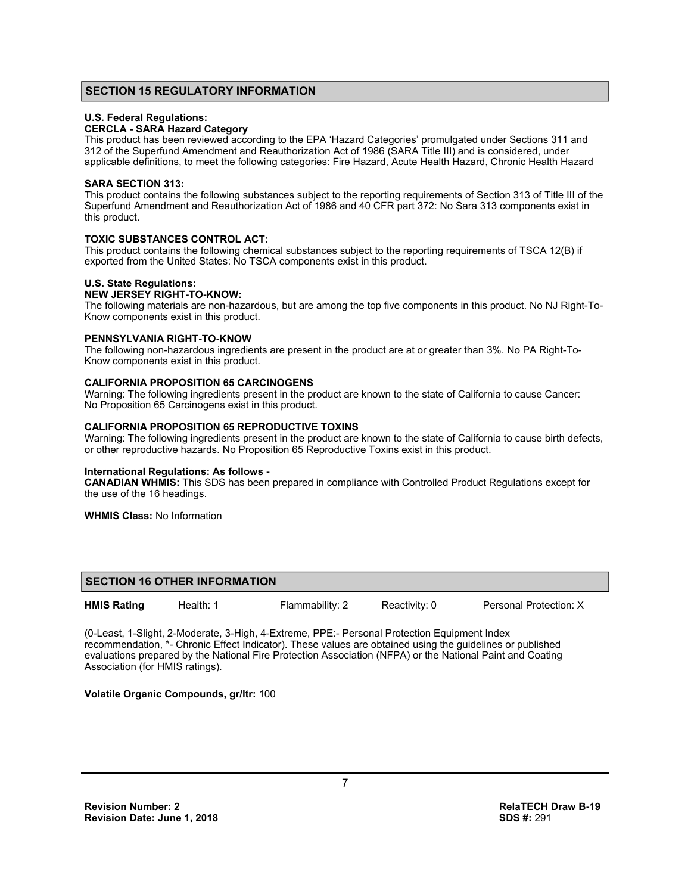## SECTION 15 REGULATORY INFORMATION

**U.S. Federal Regulations:**
**CERCLA - SARA Hazard Category**
This product has been reviewed according to the EPA 'Hazard Categories' promulgated under Sections 311 and 312 of the Superfund Amendment and Reauthorization Act of 1986 (SARA Title III) and is considered, under applicable definitions, to meet the following categories: Fire Hazard, Acute Health Hazard, Chronic Health Hazard

**SARA SECTION 313:**
This product contains the following substances subject to the reporting requirements of Section 313 of Title III of the Superfund Amendment and Reauthorization Act of 1986 and 40 CFR part 372: No Sara 313 components exist in this product.

**TOXIC SUBSTANCES CONTROL ACT:**
This product contains the following chemical substances subject to the reporting requirements of TSCA 12(B) if exported from the United States: No TSCA components exist in this product.

**U.S. State Regulations:**
**NEW JERSEY RIGHT-TO-KNOW:**
The following materials are non-hazardous, but are among the top five components in this product. No NJ Right-To-Know components exist in this product.

**PENNSYLVANIA RIGHT-TO-KNOW**
The following non-hazardous ingredients are present in the product are at or greater than 3%. No PA Right-To-Know components exist in this product.

**CALIFORNIA PROPOSITION 65 CARCINOGENS**
Warning: The following ingredients present in the product are known to the state of California to cause Cancer: No Proposition 65 Carcinogens exist in this product.

**CALIFORNIA PROPOSITION 65 REPRODUCTIVE TOXINS**
Warning: The following ingredients present in the product are known to the state of California to cause birth defects, or other reproductive hazards. No Proposition 65 Reproductive Toxins exist in this product.

**International Regulations: As follows -**
**CANADIAN WHMIS:** This SDS has been prepared in compliance with Controlled Product Regulations except for the use of the 16 headings.

**WHMIS Class:** No Information

## SECTION 16 OTHER INFORMATION

| **HMIS Rating** | Health: 1 | Flammability: 2 | Reactivity: 0 | Personal Protection: X |
|---|---|---|---|---|

(0-Least, 1-Slight, 2-Moderate, 3-High, 4-Extreme, PPE:- Personal Protection Equipment Index recommendation, *- Chronic Effect Indicator). These values are obtained using the guidelines or published evaluations prepared by the National Fire Protection Association (NFPA) or the National Paint and Coating Association (for HMIS ratings).

**Volatile Organic Compounds, gr/ltr:** 100

**Revision Number: 2**
**Revision Date: June 1, 2018**

**RelaTECH Draw B-19**
**SDS #:** 291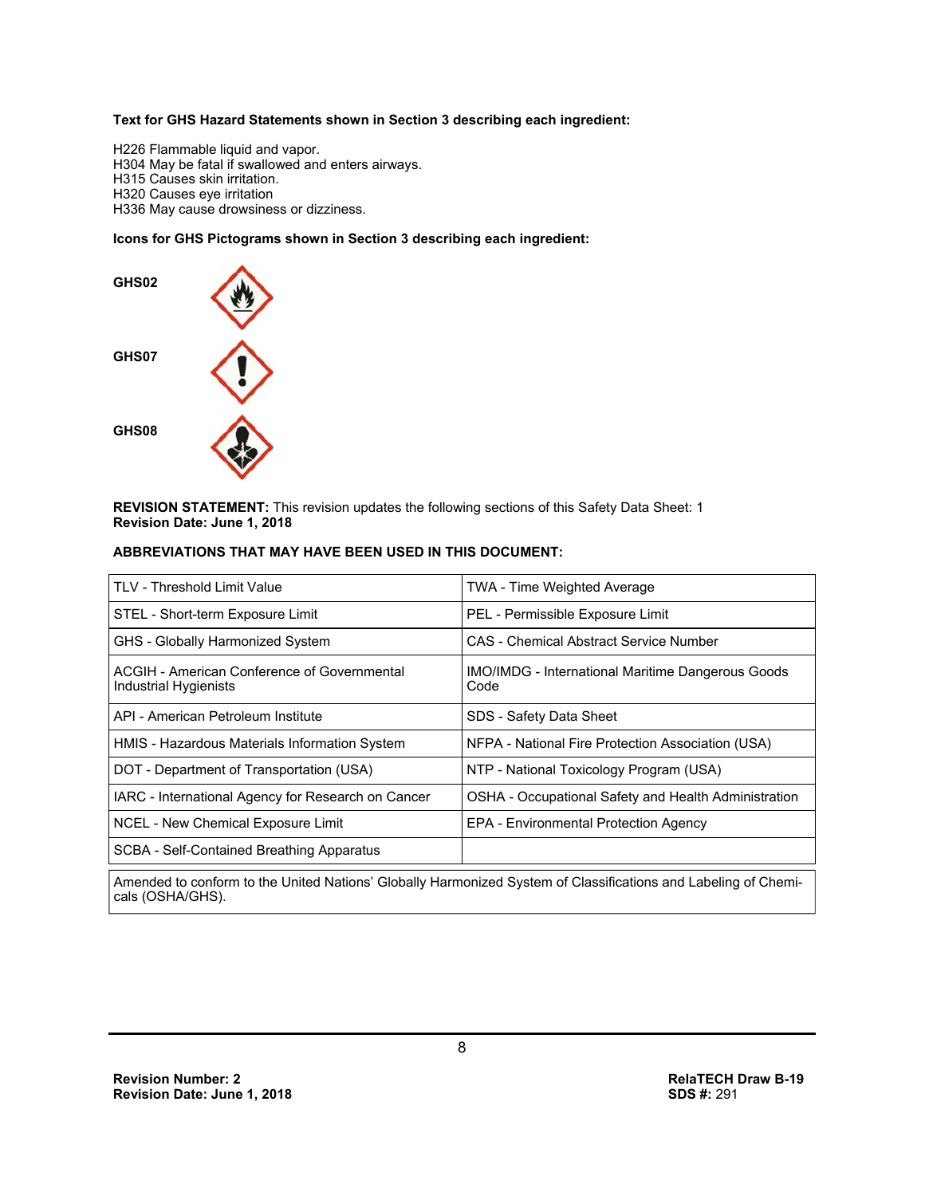**Text for GHS Hazard Statements shown in Section 3 describing each ingredient:**

H226 Flammable liquid and vapor.
H304 May be fatal if swallowed and enters airways.
H315 Causes skin irritation.
H320 Causes eye irritation
H336 May cause drowsiness or dizziness.

**Icons for GHS Pictograms shown in Section 3 describing each ingredient:**

**GHS02**

**GHS07**

**GHS08**

**REVISION STATEMENT:** This revision updates the following sections of this Safety Data Sheet: 1
**Revision Date: June 1, 2018**

**ABBREVIATIONS THAT MAY HAVE BEEN USED IN THIS DOCUMENT:**

| | |
|---|---|
| TLV - Threshold Limit Value | TWA - Time Weighted Average |
| STEL - Short-term Exposure Limit | PEL - Permissible Exposure Limit |
| GHS - Globally Harmonized System | CAS - Chemical Abstract Service Number |
| ACGIH - American Conference of Governmental Industrial Hygienists | IMO/IMDG - International Maritime Dangerous Goods Code |
| API - American Petroleum Institute | SDS - Safety Data Sheet |
| HMIS - Hazardous Materials Information System | NFPA - National Fire Protection Association (USA) |
| DOT - Department of Transportation (USA) | NTP - National Toxicology Program (USA) |
| IARC - International Agency for Research on Cancer | OSHA - Occupational Safety and Health Administration |
| NCEL - New Chemical Exposure Limit | EPA - Environmental Protection Agency |
| SCBA - Self-Contained Breathing Apparatus | |

Amended to conform to the United Nations' Globally Harmonized System of Classifications and Labeling of Chemicals (OSHA/GHS).

**Revision Number: 2**
**Revision Date: June 1, 2018**

**RelaTECH Draw B-19**
**SDS #:** 291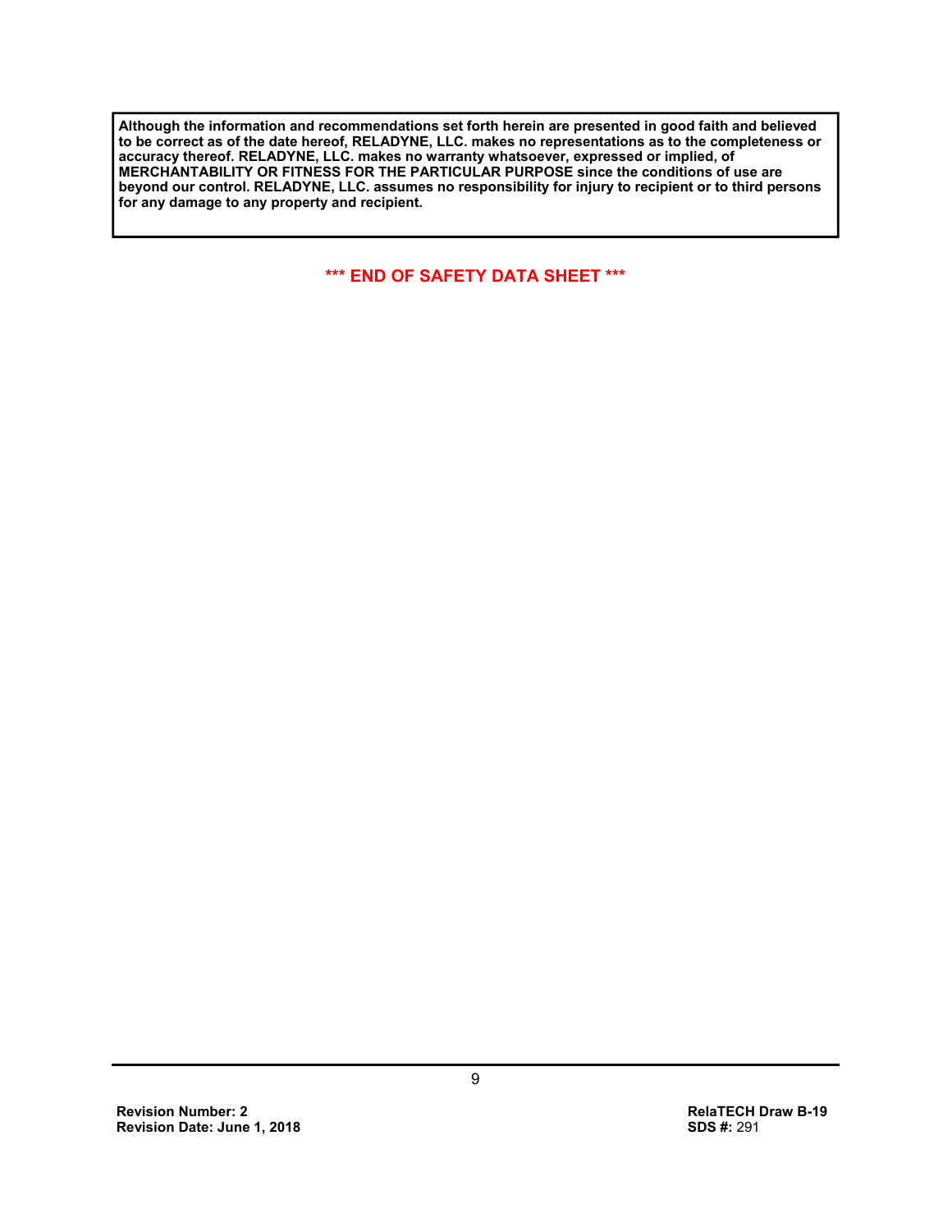**Although the information and recommendations set forth herein are presented in good faith and believed to be correct as of the date hereof, RELADYNE, LLC. makes no representations as to the completeness or accuracy thereof. RELADYNE, LLC. makes no warranty whatsoever, expressed or implied, of MERCHANTABILITY OR FITNESS FOR THE PARTICULAR PURPOSE since the conditions of use are beyond our control. RELADYNE, LLC. assumes no responsibility for injury to recipient or to third persons for any damage to any property and recipient.**

**\*\*\* END OF SAFETY DATA SHEET \*\*\***